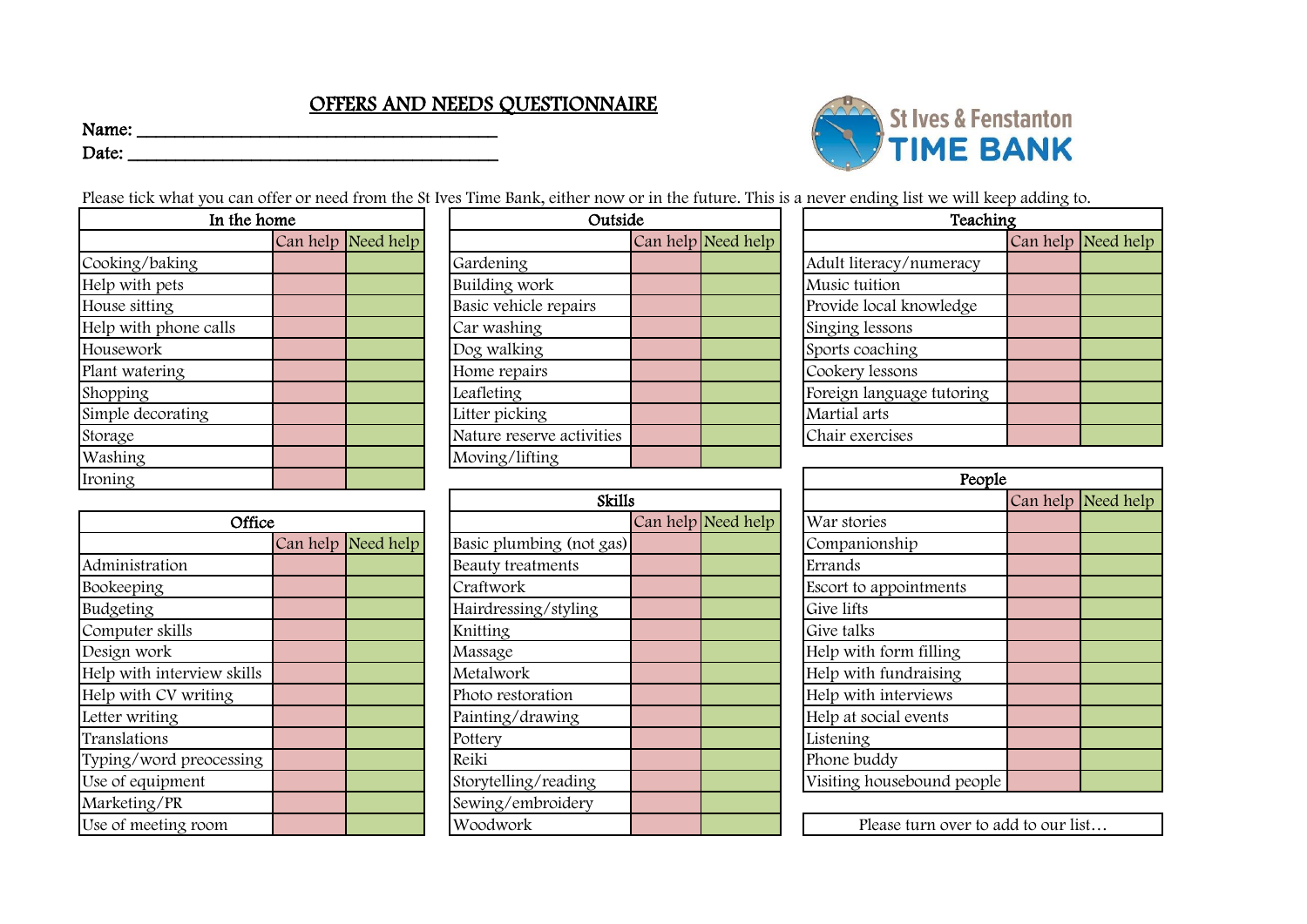# OFFERS AND NEEDS QUESTIONNAIRE

Name: ________________________________________

Date: ________________________________________

St Ives & Fenstanton TIME BANK

Please tick what you can offer or need from the St Ives Time Bank, either now or in the future. This is a never ending list we will keep adding to.

| In the home | Can help | Need help |
|---|---|---|
| Cooking/baking | | |
| Help with pets | | |
| House sitting | | |
| Help with phone calls | | |
| Housework | | |
| Plant watering | | |
| Shopping | | |
| Simple decorating | | |
| Storage | | |
| Washing | | |
| Ironing | | |

| Office | Can help | Need help |
|---|---|---|
| Administration | | |
| Bookeeping | | |
| Budgeting | | |
| Computer skills | | |
| Design work | | |
| Help with interview skills | | |
| Help with CV writing | | |
| Letter writing | | |
| Translations | | |
| Typing/word preocessing | | |
| Use of equipment | | |
| Marketing/PR | | |
| Use of meeting room | | |

| Outside | Can help | Need help |
|---|---|---|
| Gardening | | |
| Building work | | |
| Basic vehicle repairs | | |
| Car washing | | |
| Dog walking | | |
| Home repairs | | |
| Leafleting | | |
| Litter picking | | |
| Nature reserve activities | | |
| Moving/lifting | | |

| Skills | Can help | Need help |
|---|---|---|
| Basic plumbing (not gas) | | |
| Beauty treatments | | |
| Craftwork | | |
| Hairdressing/styling | | |
| Knitting | | |
| Massage | | |
| Metalwork | | |
| Photo restoration | | |
| Painting/drawing | | |
| Pottery | | |
| Reiki | | |
| Storytelling/reading | | |
| Sewing/embroidery | | |
| Woodwork | | |

| Teaching | Can help | Need help |
|---|---|---|
| Adult literacy/numeracy | | |
| Music tuition | | |
| Provide local knowledge | | |
| Singing lessons | | |
| Sports coaching | | |
| Cookery lessons | | |
| Foreign language tutoring | | |
| Martial arts | | |
| Chair exercises | | |

| People | Can help | Need help |
|---|---|---|
| War stories | | |
| Companionship | | |
| Errands | | |
| Escort to appointments | | |
| Give lifts | | |
| Give talks | | |
| Help with form filling | | |
| Help with fundraising | | |
| Help with interviews | | |
| Help at social events | | |
| Listening | | |
| Phone buddy | | |
| Visiting housebound people | | |

Please turn over to add to our list…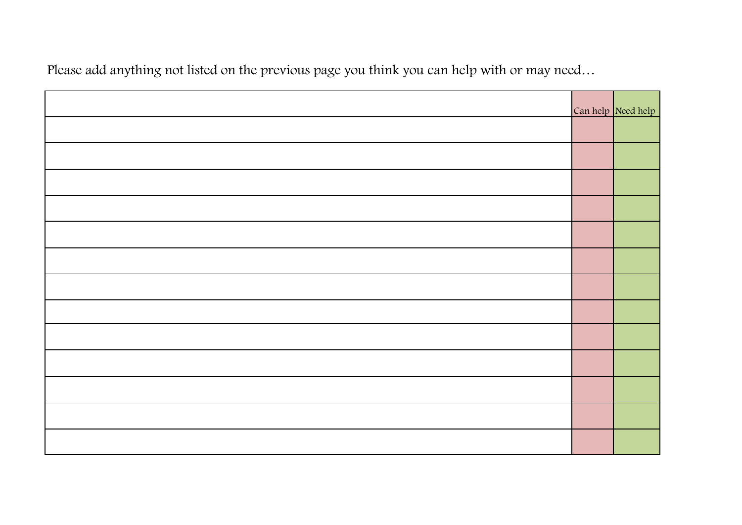Please add anything not listed on the previous page you think you can help with or may need…

| | Can help | Need help |
|---|---|---|
| | | |
| | | |
| | | |
| | | |
| | | |
| | | |
| | | |
| | | |
| | | |
| | | |
| | | |
| | | |
| | | |